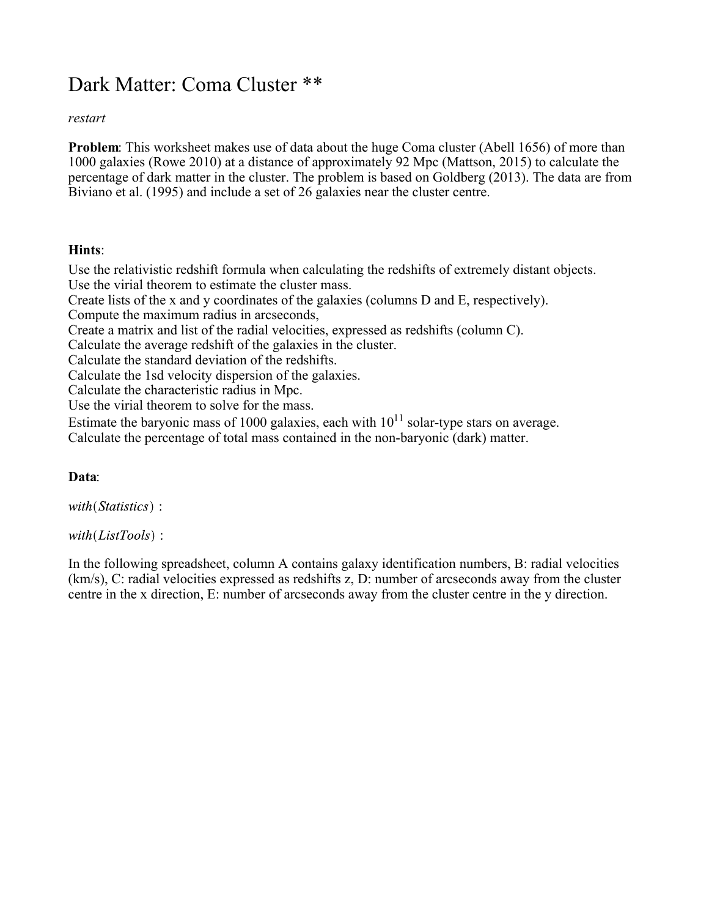# Dark Matter: Coma Cluster **

*restart*

**Problem**: This worksheet makes use of data about the huge Coma cluster (Abell 1656) of more than 1000 galaxies (Rowe 2010) at a distance of approximately 92 Mpc (Mattson, 2015) to calculate the percentage of dark matter in the cluster. The problem is based on Goldberg (2013). The data are from Biviano et al. (1995) and include a set of 26 galaxies near the cluster centre.

**Hints**:

Use the relativistic redshift formula when calculating the redshifts of extremely distant objects.
Use the virial theorem to estimate the cluster mass.
Create lists of the x and y coordinates of the galaxies (columns D and E, respectively).
Compute the maximum radius in arcseconds,
Create a matrix and list of the radial velocities, expressed as redshifts (column C).
Calculate the average redshift of the galaxies in the cluster.
Calculate the standard deviation of the redshifts.
Calculate the 1sd velocity dispersion of the galaxies.
Calculate the characteristic radius in Mpc.
Use the virial theorem to solve for the mass.
Estimate the baryonic mass of 1000 galaxies, each with $10^{11}$ solar-type stars on average.
Calculate the percentage of total mass contained in the non-baryonic (dark) matter.

**Data**:

*with*(*Statistics*) :

*with*(*ListTools*) :

In the following spreadsheet, column A contains galaxy identification numbers, B: radial velocities (km/s), C: radial velocities expressed as redshifts z, D: number of arcseconds away from the cluster centre in the x direction, E: number of arcseconds away from the cluster centre in the y direction.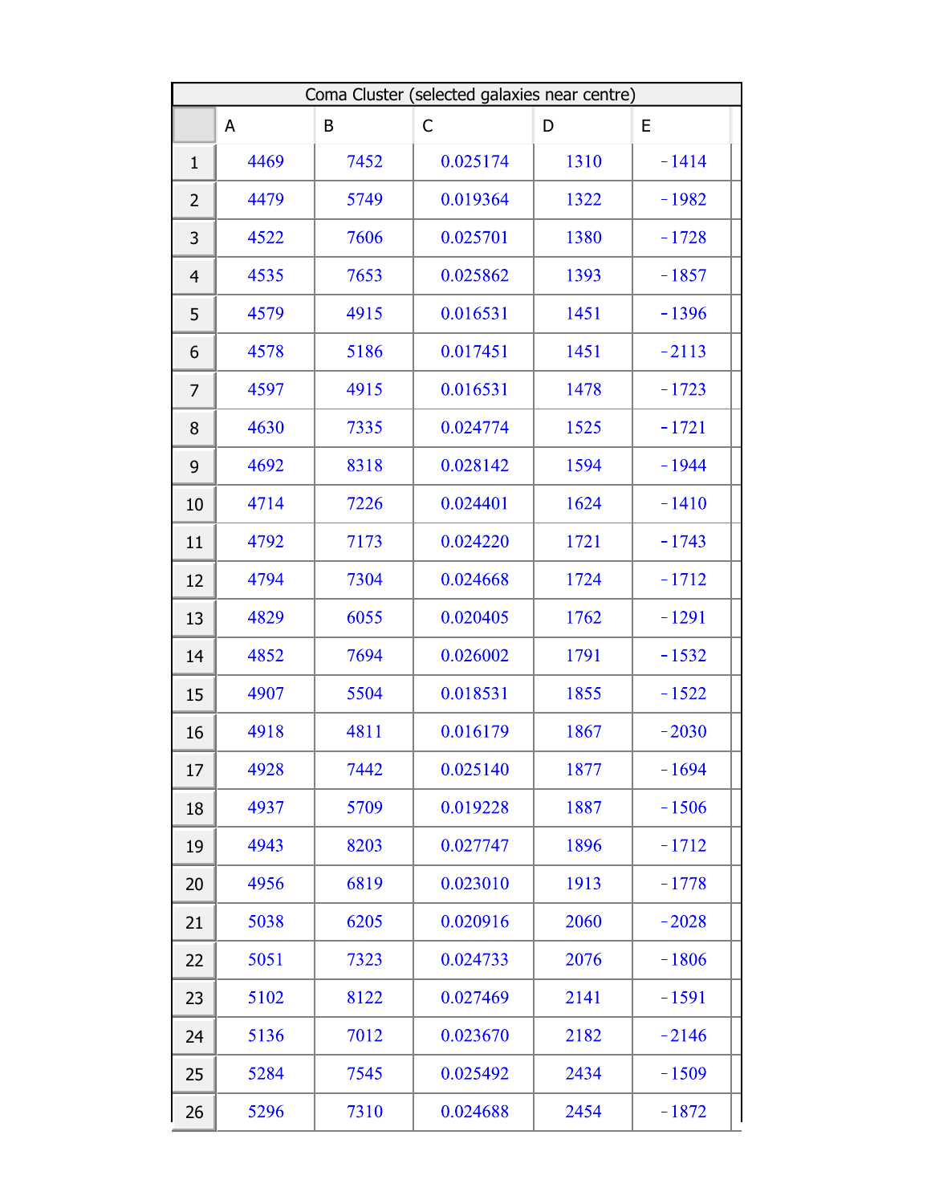| Coma Cluster (selected galaxies near centre) | | | | | |
|---|---|---|---|---|---|
| | A | B | C | D | E |
| 1 | 4469 | 7452 | 0.025174 | 1310 | -1414 |
| 2 | 4479 | 5749 | 0.019364 | 1322 | -1982 |
| 3 | 4522 | 7606 | 0.025701 | 1380 | -1728 |
| 4 | 4535 | 7653 | 0.025862 | 1393 | -1857 |
| 5 | 4579 | 4915 | 0.016531 | 1451 | -1396 |
| 6 | 4578 | 5186 | 0.017451 | 1451 | -2113 |
| 7 | 4597 | 4915 | 0.016531 | 1478 | -1723 |
| 8 | 4630 | 7335 | 0.024774 | 1525 | -1721 |
| 9 | 4692 | 8318 | 0.028142 | 1594 | -1944 |
| 10 | 4714 | 7226 | 0.024401 | 1624 | -1410 |
| 11 | 4792 | 7173 | 0.024220 | 1721 | -1743 |
| 12 | 4794 | 7304 | 0.024668 | 1724 | -1712 |
| 13 | 4829 | 6055 | 0.020405 | 1762 | -1291 |
| 14 | 4852 | 7694 | 0.026002 | 1791 | -1532 |
| 15 | 4907 | 5504 | 0.018531 | 1855 | -1522 |
| 16 | 4918 | 4811 | 0.016179 | 1867 | -2030 |
| 17 | 4928 | 7442 | 0.025140 | 1877 | -1694 |
| 18 | 4937 | 5709 | 0.019228 | 1887 | -1506 |
| 19 | 4943 | 8203 | 0.027747 | 1896 | -1712 |
| 20 | 4956 | 6819 | 0.023010 | 1913 | -1778 |
| 21 | 5038 | 6205 | 0.020916 | 2060 | -2028 |
| 22 | 5051 | 7323 | 0.024733 | 2076 | -1806 |
| 23 | 5102 | 8122 | 0.027469 | 2141 | -1591 |
| 24 | 5136 | 7012 | 0.023670 | 2182 | -2146 |
| 25 | 5284 | 7545 | 0.025492 | 2434 | -1509 |
| 26 | 5296 | 7310 | 0.024688 | 2454 | -1872 |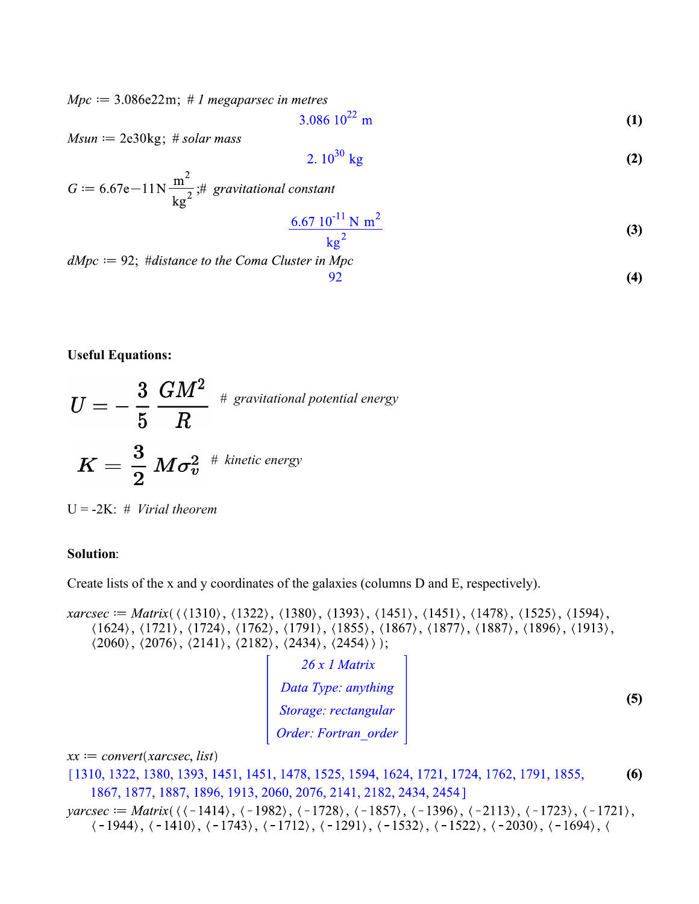*Mpc* := 3.086e22m; *# 1 megaparsec in metres*

$$3.086\ 10^{22}\ \text{m} \tag{1}$$

*Msun* := 2e30kg; *# solar mass*

$$2.\ 10^{30}\ \text{kg} \tag{2}$$

$G := 6.67\text{e}{-11}\,\text{N}\,\frac{\text{m}^2}{\text{kg}^2}$;*# gravitational constant*

$$\frac{6.67\ 10^{-11}\ \text{N m}^2}{\text{kg}^2} \tag{3}$$

*dMpc* := 92; *#distance to the Coma Cluster in Mpc*

$$92 \tag{4}$$

**Useful Equations:**

$$U = -\frac{3}{5}\frac{GM^2}{R}$$ *# gravitational potential energy*

$$K = \frac{3}{2}M\sigma_v^2$$ *# kinetic energy*

U = -2K: *# Virial theorem*

**Solution**:

Create lists of the x and y coordinates of the galaxies (columns D and E, respectively).

```
xarcsec := Matrix(⟨⟨1310⟩, ⟨1322⟩, ⟨1380⟩, ⟨1393⟩, ⟨1451⟩, ⟨1451⟩, ⟨1478⟩, ⟨1525⟩, ⟨1594⟩,
    ⟨1624⟩, ⟨1721⟩, ⟨1724⟩, ⟨1762⟩, ⟨1791⟩, ⟨1855⟩, ⟨1867⟩, ⟨1877⟩, ⟨1887⟩, ⟨1896⟩, ⟨1913⟩,
    ⟨2060⟩, ⟨2076⟩, ⟨2141⟩, ⟨2182⟩, ⟨2434⟩, ⟨2454⟩⟩);
```

| 26 x 1 Matrix |
|---|
| Data Type: anything |
| Storage: rectangular |
| Order: Fortran_order |

(5)

```
xx := convert(xarcsec, list)
```

[1310, 1322, 1380, 1393, 1451, 1451, 1478, 1525, 1594, 1624, 1721, 1724, 1762, 1791, 1855, 1867, 1877, 1887, 1896, 1913, 2060, 2076, 2141, 2182, 2434, 2454] (6)

```
yarcsec := Matrix(⟨⟨-1414⟩, ⟨-1982⟩, ⟨-1728⟩, ⟨-1857⟩, ⟨-1396⟩, ⟨-2113⟩, ⟨-1723⟩, ⟨-1721⟩,
    ⟨-1944⟩, ⟨-1410⟩, ⟨-1743⟩, ⟨-1712⟩, ⟨-1291⟩, ⟨-1532⟩, ⟨-1522⟩, ⟨-2030⟩, ⟨-1694⟩, ⟨
```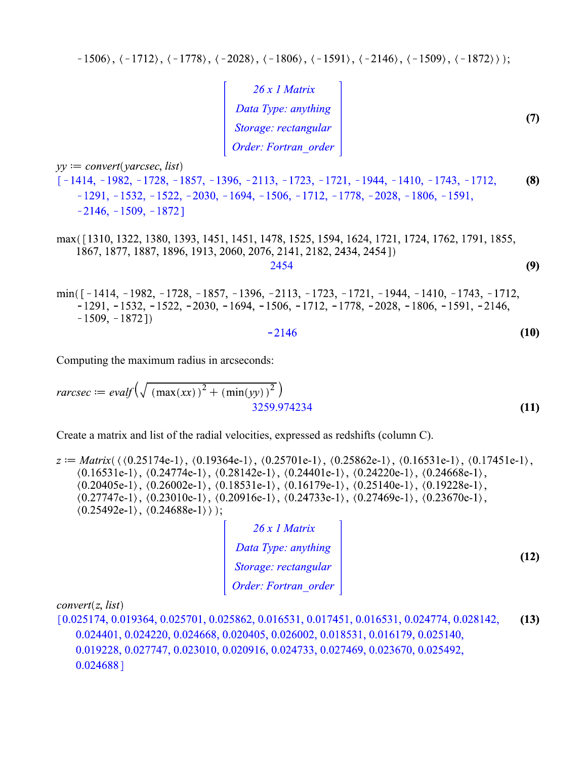```
-1506⟩, ⟨-1712⟩, ⟨-1778⟩, ⟨-2028⟩, ⟨-1806⟩, ⟨-1591⟩, ⟨-2146⟩, ⟨-1509⟩, ⟨-1872⟩⟩);
```

$$\begin{bmatrix} \textit{26 x 1 Matrix} \\ \textit{Data Type: anything} \\ \textit{Storage: rectangular} \\ \textit{Order: Fortran\_order} \end{bmatrix} \tag{7}$$

*yy* := *convert*(*yarcsec*, *list*)

$$[-1414, -1982, -1728, -1857, -1396, -2113, -1723, -1721, -1944, -1410, -1743, -1712, -1291, -1532, -1522, -2030, -1694, -1506, -1712, -1778, -2028, -1806, -1591, -2146, -1509, -1872] \tag{8}$$

max([1310, 1322, 1380, 1393, 1451, 1451, 1478, 1525, 1594, 1624, 1721, 1724, 1762, 1791, 1855, 1867, 1877, 1887, 1896, 1913, 2060, 2076, 2141, 2182, 2434, 2454])

$$2454 \tag{9}$$

min([-1414, -1982, -1728, -1857, -1396, -2113, -1723, -1721, -1944, -1410, -1743, -1712, -1291, -1532, -1522, -2030, -1694, -1506, -1712, -1778, -2028, -1806, -1591, -2146, -1509, -1872])

$$-2146 \tag{10}$$

Computing the maximum radius in arcseconds:

$$rarcsec := evalf\left(\sqrt{(\max(xx))^2 + (\min(yy))^2}\right)$$

$$3259.974234 \tag{11}$$

Create a matrix and list of the radial velocities, expressed as redshifts (column C).

```
z := Matrix(⟨⟨0.25174e-1⟩, ⟨0.19364e-1⟩, ⟨0.25701e-1⟩, ⟨0.25862e-1⟩, ⟨0.16531e-1⟩, ⟨0.17451e-1⟩,
⟨0.16531e-1⟩, ⟨0.24774e-1⟩, ⟨0.28142e-1⟩, ⟨0.24401e-1⟩, ⟨0.24220e-1⟩, ⟨0.24668e-1⟩,
⟨0.20405e-1⟩, ⟨0.26002e-1⟩, ⟨0.18531e-1⟩, ⟨0.16179e-1⟩, ⟨0.25140e-1⟩, ⟨0.19228e-1⟩,
⟨0.27747e-1⟩, ⟨0.23010e-1⟩, ⟨0.20916e-1⟩, ⟨0.24733e-1⟩, ⟨0.27469e-1⟩, ⟨0.23670e-1⟩,
⟨0.25492e-1⟩, ⟨0.24688e-1⟩⟩);
```

$$\begin{bmatrix} \textit{26 x 1 Matrix} \\ \textit{Data Type: anything} \\ \textit{Storage: rectangular} \\ \textit{Order: Fortran\_order} \end{bmatrix} \tag{12}$$

*convert*(*z*, *list*)

$$[0.025174, 0.019364, 0.025701, 0.025862, 0.016531, 0.017451, 0.016531, 0.024774, 0.028142, 0.024401, 0.024220, 0.024668, 0.020405, 0.026002, 0.018531, 0.016179, 0.025140, 0.019228, 0.027747, 0.023010, 0.020916, 0.024733, 0.027469, 0.023670, 0.025492, 0.024688] \tag{13}$$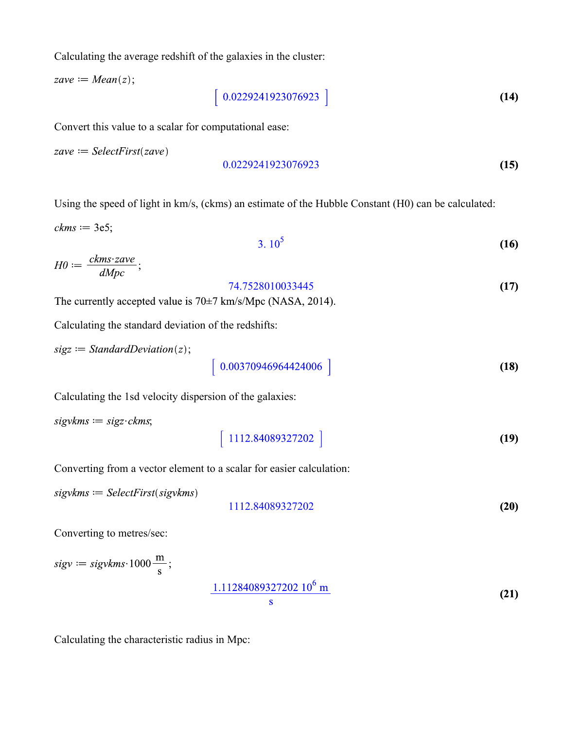Calculating the average redshift of the galaxies in the cluster:

$zave := Mean(z);$

$$\left[\ 0.0229241923076923\ \right] \tag{14}$$

Convert this value to a scalar for computational ease:

$zave := SelectFirst(zave)$

$$0.0229241923076923 \tag{15}$$

Using the speed of light in km/s, (ckms) an estimate of the Hubble Constant (H0) can be calculated:

$ckms := 3e5;$

$$3.\ 10^{5} \tag{16}$$

$H0 := \frac{ckms \cdot zave}{dMpc};$

$$74.7528010033445 \tag{17}$$

The currently accepted value is 70±7 km/s/Mpc (NASA, 2014).

Calculating the standard deviation of the redshifts:

$sigz := StandardDeviation(z);$

$$\left[\ 0.00370946964424006\ \right] \tag{18}$$

Calculating the 1sd velocity dispersion of the galaxies:

$sigvkms := sigz \cdot ckms;$

$$\left[\ 1112.84089327202\ \right] \tag{19}$$

Converting from a vector element to a scalar for easier calculation:

$sigvkms := SelectFirst(sigvkms)$

$$1112.84089327202 \tag{20}$$

Converting to metres/sec:

$sigv := sigvkms \cdot 1000 \frac{\mathrm{m}}{\mathrm{s}};$

$$\frac{1.11284089327202\ 10^{6}\ \mathrm{m}}{\mathrm{s}} \tag{21}$$

Calculating the characteristic radius in Mpc: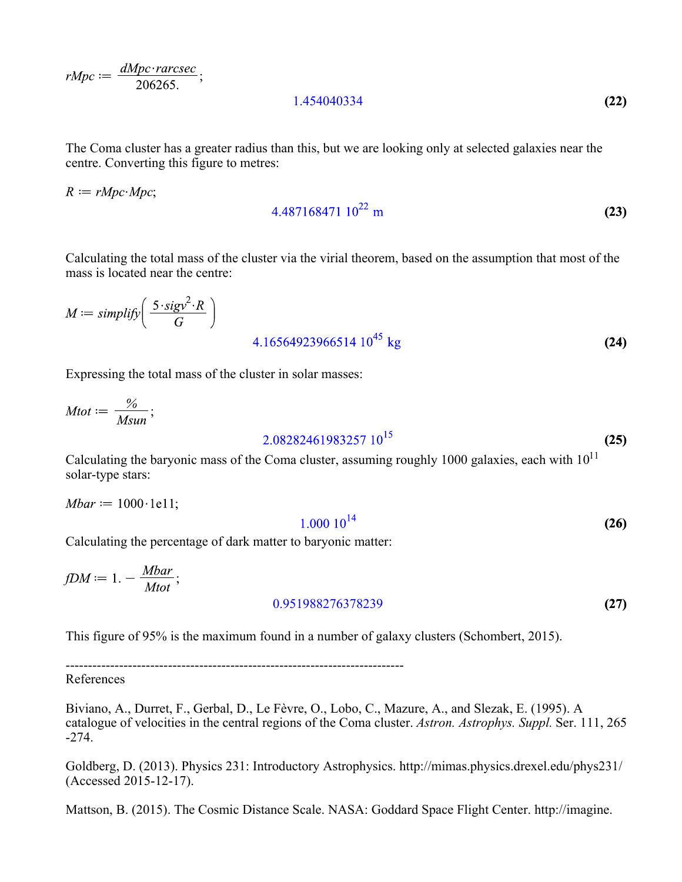$$rMpc := \frac{dMpc \cdot rarcsec}{206265.};$$

$$1.454040334 \quad \textbf{(22)}$$

The Coma cluster has a greater radius than this, but we are looking only at selected galaxies near the centre. Converting this figure to metres:

$$R := rMpc \cdot Mpc;$$

$$4.487168471\ 10^{22}\ \text{m} \quad \textbf{(23)}$$

Calculating the total mass of the cluster via the virial theorem, based on the assumption that most of the mass is located near the centre:

$$M := simplify\left(\frac{5 \cdot sigv^2 \cdot R}{G}\right)$$

$$4.16564923966514\ 10^{45}\ \text{kg} \quad \textbf{(24)}$$

Expressing the total mass of the cluster in solar masses:

$$Mtot := \frac{\%}{Msun};$$

$$2.08282461983257\ 10^{15} \quad \textbf{(25)}$$

Calculating the baryonic mass of the Coma cluster, assuming roughly 1000 galaxies, each with $10^{11}$ solar-type stars:

$$Mbar := 1000 \cdot 1e11;$$

$$1.000\ 10^{14} \quad \textbf{(26)}$$

Calculating the percentage of dark matter to baryonic matter:

$$fDM := 1. - \frac{Mbar}{Mtot};$$

$$0.951988276378239 \quad \textbf{(27)}$$

This figure of 95% is the maximum found in a number of galaxy clusters (Schombert, 2015).

---

References

Biviano, A., Durret, F., Gerbal, D., Le Fèvre, O., Lobo, C., Mazure, A., and Slezak, E. (1995). A catalogue of velocities in the central regions of the Coma cluster. *Astron. Astrophys. Suppl.* Ser. 111, 265 -274.

Goldberg, D. (2013). Physics 231: Introductory Astrophysics. http://mimas.physics.drexel.edu/phys231/ (Accessed 2015-12-17).

Mattson, B. (2015). The Cosmic Distance Scale. NASA: Goddard Space Flight Center. http://imagine.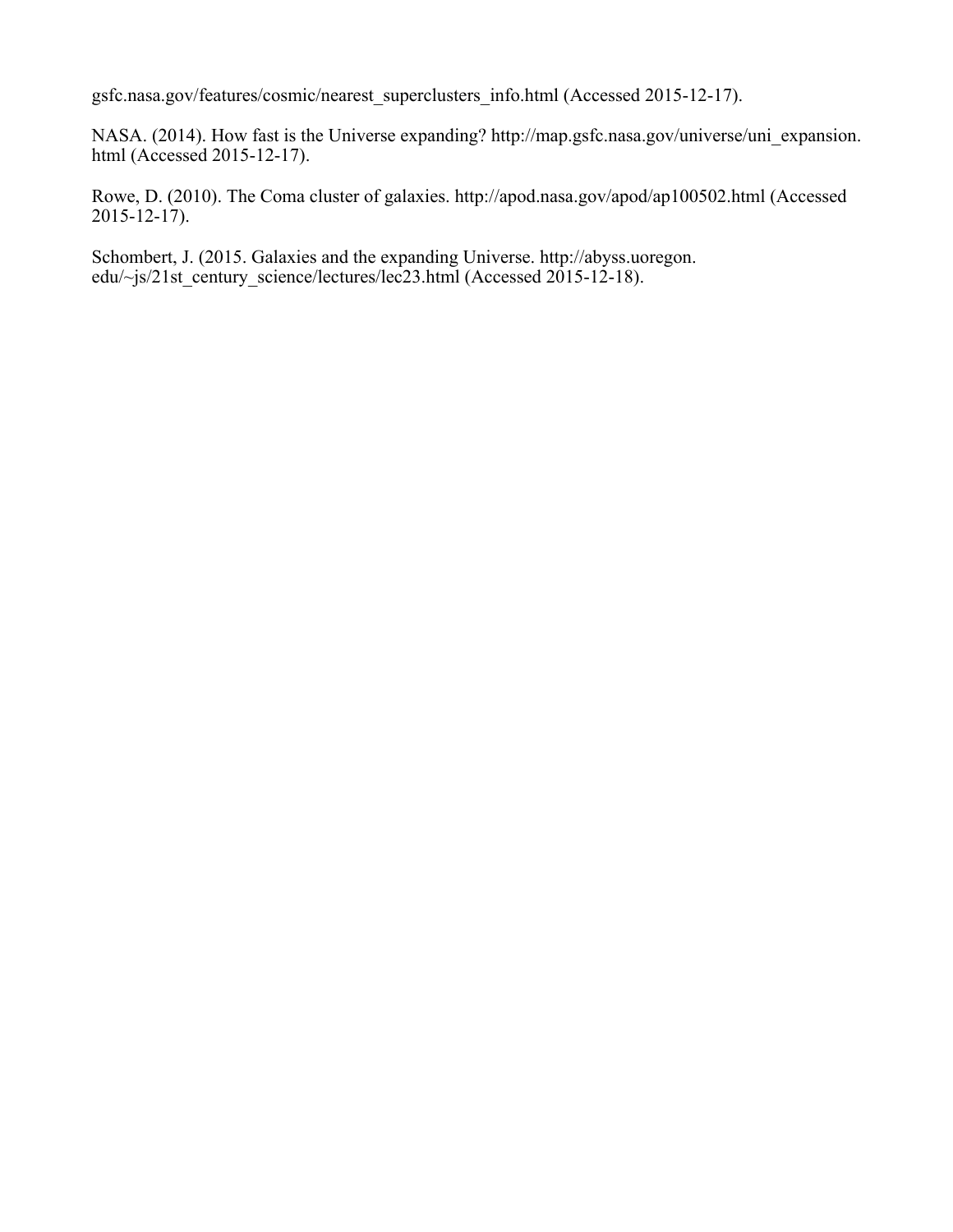gsfc.nasa.gov/features/cosmic/nearest_superclusters_info.html (Accessed 2015-12-17).

NASA. (2014). How fast is the Universe expanding? http://map.gsfc.nasa.gov/universe/uni_expansion.html (Accessed 2015-12-17).

Rowe, D. (2010). The Coma cluster of galaxies. http://apod.nasa.gov/apod/ap100502.html (Accessed 2015-12-17).

Schombert, J. (2015. Galaxies and the expanding Universe. http://abyss.uoregon.edu/~js/21st_century_science/lectures/lec23.html (Accessed 2015-12-18).